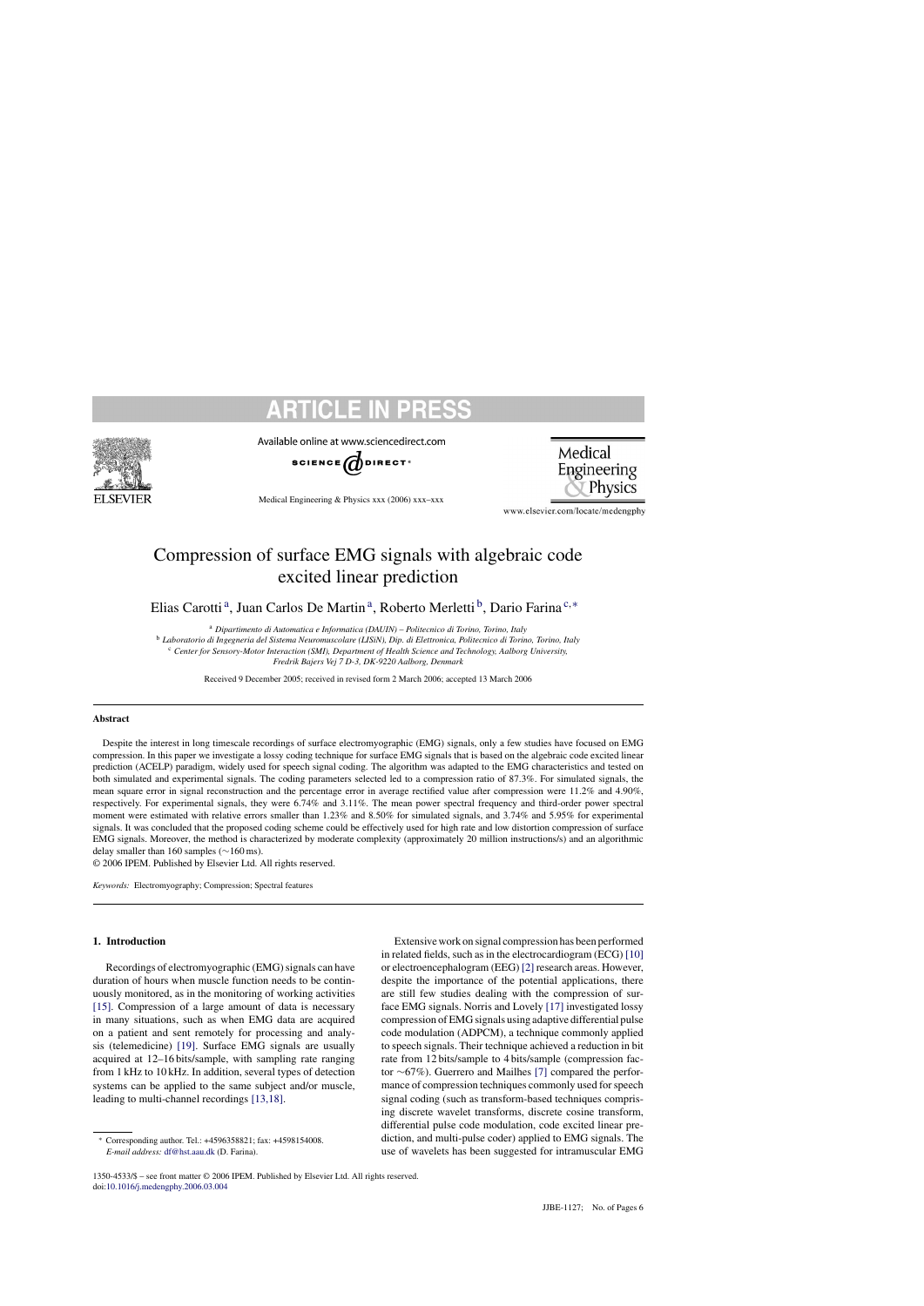# Compression of surface EMG signals with algebraic code excited linear prediction

Elias Carotti [a], Juan Carlos De Martin [a], Roberto Merletti [b], Dario Farina [c,*]

[a] *Dipartimento di Automatica e Informatica (DAUIN) – Politecnico di Torino, Torino, Italy*
[b] *Laboratorio di Ingegneria del Sistema Neuromuscolare (LISiN), Dip. di Elettronica, Politecnico di Torino, Torino, Italy*
[c] *Center for Sensory-Motor Interaction (SMI), Department of Health Science and Technology, Aalborg University, Fredrik Bajers Vej 7 D-3, DK-9220 Aalborg, Denmark*

Received 9 December 2005; received in revised form 2 March 2006; accepted 13 March 2006

## Abstract

Despite the interest in long timescale recordings of surface electromyographic (EMG) signals, only a few studies have focused on EMG compression. In this paper we investigate a lossy coding technique for surface EMG signals that is based on the algebraic code excited linear prediction (ACELP) paradigm, widely used for speech signal coding. The algorithm was adapted to the EMG characteristics and tested on both simulated and experimental signals. The coding parameters selected led to a compression ratio of 87.3%. For simulated signals, the mean square error in signal reconstruction and the percentage error in average rectified value after compression were 11.2% and 4.90%, respectively. For experimental signals, they were 6.74% and 3.11%. The mean power spectral frequency and third-order power spectral moment were estimated with relative errors smaller than 1.23% and 8.50% for simulated signals, and 3.74% and 5.95% for experimental signals. It was concluded that the proposed coding scheme could be effectively used for high rate and low distortion compression of surface EMG signals. Moreover, the method is characterized by moderate complexity (approximately 20 million instructions/s) and an algorithmic delay smaller than 160 samples (∼160 ms).

© 2006 IPEM. Published by Elsevier Ltd. All rights reserved.

*Keywords:* Electromyography; Compression; Spectral features

## 1. Introduction

Recordings of electromyographic (EMG) signals can have duration of hours when muscle function needs to be continuously monitored, as in the monitoring of working activities [15]. Compression of a large amount of data is necessary in many situations, such as when EMG data are acquired on a patient and sent remotely for processing and analysis (telemedicine) [19]. Surface EMG signals are usually acquired at 12–16 bits/sample, with sampling rate ranging from 1 kHz to 10 kHz. In addition, several types of detection systems can be applied to the same subject and/or muscle, leading to multi-channel recordings [13,18].

Extensive work on signal compression has been performed in related fields, such as in the electrocardiogram (ECG) [10] or electroencephalogram (EEG) [2] research areas. However, despite the importance of the potential applications, there are still few studies dealing with the compression of surface EMG signals. Norris and Lovely [17] investigated lossy compression of EMG signals using adaptive differential pulse code modulation (ADPCM), a technique commonly applied to speech signals. Their technique achieved a reduction in bit rate from 12 bits/sample to 4 bits/sample (compression factor ∼67%). Guerrero and Mailhes [7] compared the performance of compression techniques commonly used for speech signal coding (such as transform-based techniques comprising discrete wavelet transforms, discrete cosine transform, differential pulse code modulation, code excited linear prediction, and multi-pulse coder) applied to EMG signals. The use of wavelets has been suggested for intramuscular EMG

* Corresponding author. Tel.: +4596358821; fax: +4598154008.
*E-mail address:* df@hst.aau.dk (D. Farina).

1350-4533/$ – see front matter © 2006 IPEM. Published by Elsevier Ltd. All rights reserved.
doi:10.1016/j.medengphy.2006.03.004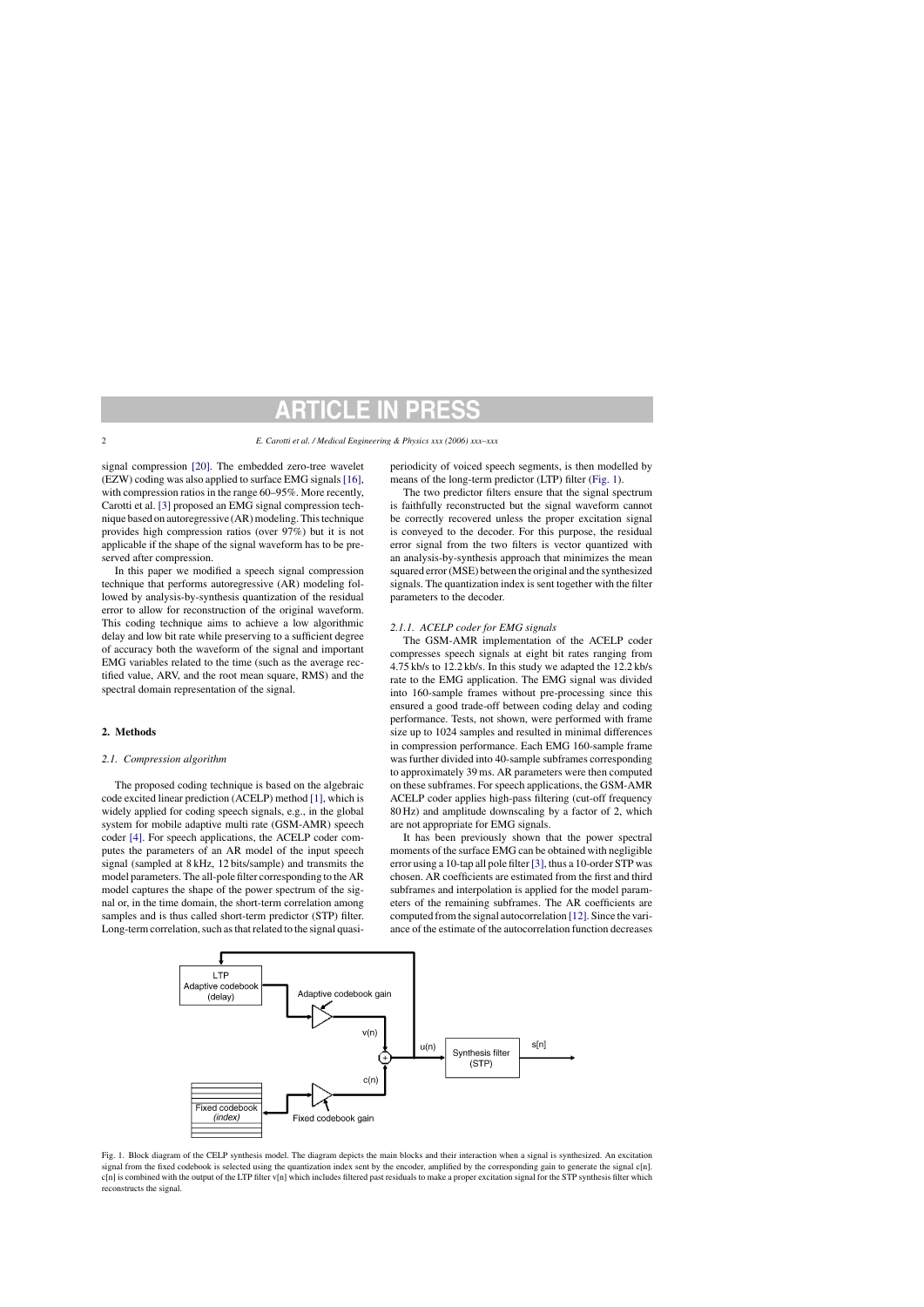signal compression [20]. The embedded zero-tree wavelet (EZW) coding was also applied to surface EMG signals [16], with compression ratios in the range 60–95%. More recently, Carotti et al. [3] proposed an EMG signal compression technique based on autoregressive (AR) modeling. This technique provides high compression ratios (over 97%) but it is not applicable if the shape of the signal waveform has to be preserved after compression.

In this paper we modified a speech signal compression technique that performs autoregressive (AR) modeling followed by analysis-by-synthesis quantization of the residual error to allow for reconstruction of the original waveform. This coding technique aims to achieve a low algorithmic delay and low bit rate while preserving to a sufficient degree of accuracy both the waveform of the signal and important EMG variables related to the time (such as the average rectified value, ARV, and the root mean square, RMS) and the spectral domain representation of the signal.

## 2. Methods

### 2.1. Compression algorithm

The proposed coding technique is based on the algebraic code excited linear prediction (ACELP) method [1], which is widely applied for coding speech signals, e.g., in the global system for mobile adaptive multi rate (GSM-AMR) speech coder [4]. For speech applications, the ACELP coder computes the parameters of an AR model of the input speech signal (sampled at 8 kHz, 12 bits/sample) and transmits the model parameters. The all-pole filter corresponding to the AR model captures the shape of the power spectrum of the signal or, in the time domain, the short-term correlation among samples and is thus called short-term predictor (STP) filter. Long-term correlation, such as that related to the signal quasi-periodicity of voiced speech segments, is then modelled by means of the long-term predictor (LTP) filter (Fig. 1).

The two predictor filters ensure that the signal spectrum is faithfully reconstructed but the signal waveform cannot be correctly recovered unless the proper excitation signal is conveyed to the decoder. For this purpose, the residual error signal from the two filters is vector quantized with an analysis-by-synthesis approach that minimizes the mean squared error (MSE) between the original and the synthesized signals. The quantization index is sent together with the filter parameters to the decoder.

#### 2.1.1. ACELP coder for EMG signals

The GSM-AMR implementation of the ACELP coder compresses speech signals at eight bit rates ranging from 4.75 kb/s to 12.2 kb/s. In this study we adapted the 12.2 kb/s rate to the EMG application. The EMG signal was divided into 160-sample frames without pre-processing since this ensured a good trade-off between coding delay and coding performance. Tests, not shown, were performed with frame size up to 1024 samples and resulted in minimal differences in compression performance. Each EMG 160-sample frame was further divided into 40-sample subframes corresponding to approximately 39 ms. AR parameters were then computed on these subframes. For speech applications, the GSM-AMR ACELP coder applies high-pass filtering (cut-off frequency 80 Hz) and amplitude downscaling by a factor of 2, which are not appropriate for EMG signals.

It has been previously shown that the power spectral moments of the surface EMG can be obtained with negligible error using a 10-tap all pole filter [3], thus a 10-order STP was chosen. AR coefficients are estimated from the first and third subframes and interpolation is applied for the model parameters of the remaining subframes. The AR coefficients are computed from the signal autocorrelation [12]. Since the variance of the estimate of the autocorrelation function decreases

Fig. 1. Block diagram of the CELP synthesis model. The diagram depicts the main blocks and their interaction when a signal is synthesized. An excitation signal from the fixed codebook is selected using the quantization index sent by the encoder, amplified by the corresponding gain to generate the signal c[n]. c[n] is combined with the output of the LTP filter v[n] which includes filtered past residuals to make a proper excitation signal for the STP synthesis filter which reconstructs the signal.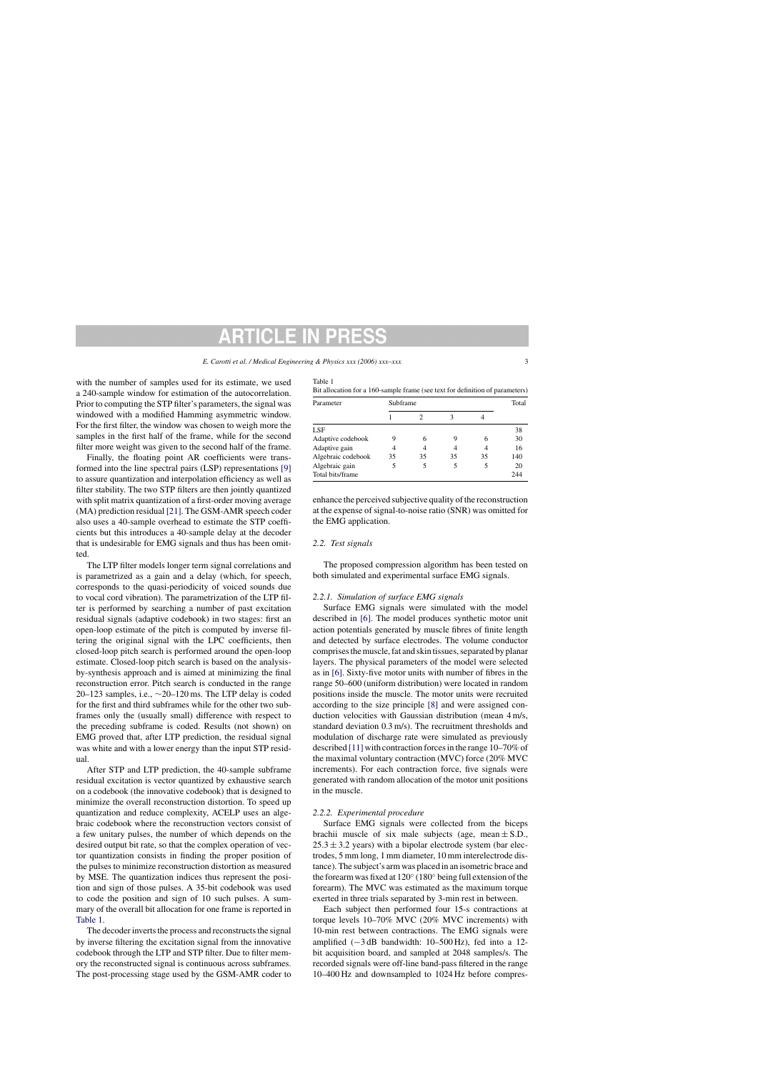with the number of samples used for its estimate, we used a 240-sample window for estimation of the autocorrelation. Prior to computing the STP filter's parameters, the signal was windowed with a modified Hamming asymmetric window. For the first filter, the window was chosen to weigh more the samples in the first half of the frame, while for the second filter more weight was given to the second half of the frame.

Finally, the floating point AR coefficients were transformed into the line spectral pairs (LSP) representations [9] to assure quantization and interpolation efficiency as well as filter stability. The two STP filters are then jointly quantized with split matrix quantization of a first-order moving average (MA) prediction residual [21]. The GSM-AMR speech coder also uses a 40-sample overhead to estimate the STP coefficients but this introduces a 40-sample delay at the decoder that is undesirable for EMG signals and thus has been omitted.

The LTP filter models longer term signal correlations and is parametrized as a gain and a delay (which, for speech, corresponds to the quasi-periodicity of voiced sounds due to vocal cord vibration). The parametrization of the LTP filter is performed by searching a number of past excitation residual signals (adaptive codebook) in two stages: first an open-loop estimate of the pitch is computed by inverse filtering the original signal with the LPC coefficients, then closed-loop pitch search is performed around the open-loop estimate. Closed-loop pitch search is based on the analysis-by-synthesis approach and is aimed at minimizing the final reconstruction error. Pitch search is conducted in the range 20–123 samples, i.e., ∼20–120 ms. The LTP delay is coded for the first and third subframes while for the other two subframes only the (usually small) difference with respect to the preceding subframe is coded. Results (not shown) on EMG proved that, after LTP prediction, the residual signal was white and with a lower energy than the input STP residual.

After STP and LTP prediction, the 40-sample subframe residual excitation is vector quantized by exhaustive search on a codebook (the innovative codebook) that is designed to minimize the overall reconstruction distortion. To speed up quantization and reduce complexity, ACELP uses an algebraic codebook where the reconstruction vectors consist of a few unitary pulses, the number of which depends on the desired output bit rate, so that the complex operation of vector quantization consists in finding the proper position of the pulses to minimize reconstruction distortion as measured by MSE. The quantization indices thus represent the position and sign of those pulses. A 35-bit codebook was used to code the position and sign of 10 such pulses. A summary of the overall bit allocation for one frame is reported in Table 1.

The decoder inverts the process and reconstructs the signal by inverse filtering the excitation signal from the innovative codebook through the LTP and STP filter. Due to filter memory the reconstructed signal is continuous across subframes. The post-processing stage used by the GSM-AMR coder to enhance the perceived subjective quality of the reconstruction at the expense of signal-to-noise ratio (SNR) was omitted for the EMG application.

Table 1
Bit allocation for a 160-sample frame (see text for definition of parameters)

| Parameter | Subframe | | | | Total |
|---|---|---|---|---|---|
| | 1 | 2 | 3 | 4 | |
| LSF | | | | | 38 |
| Adaptive codebook | 9 | 6 | 9 | 6 | 30 |
| Adaptive gain | 4 | 4 | 4 | 4 | 16 |
| Algebraic codebook | 35 | 35 | 35 | 35 | 140 |
| Algebraic gain | 5 | 5 | 5 | 5 | 20 |
| Total bits/frame | | | | | 244 |

### 2.2. Test signals

The proposed compression algorithm has been tested on both simulated and experimental surface EMG signals.

#### 2.2.1. Simulation of surface EMG signals

Surface EMG signals were simulated with the model described in [6]. The model produces synthetic motor unit action potentials generated by muscle fibres of finite length and detected by surface electrodes. The volume conductor comprises the muscle, fat and skin tissues, separated by planar layers. The physical parameters of the model were selected as in [6]. Sixty-five motor units with number of fibres in the range 50–600 (uniform distribution) were located in random positions inside the muscle. The motor units were recruited according to the size principle [8] and were assigned conduction velocities with Gaussian distribution (mean 4 m/s, standard deviation 0.3 m/s). The recruitment thresholds and modulation of discharge rate were simulated as previously described [11] with contraction forces in the range 10–70% of the maximal voluntary contraction (MVC) force (20% MVC increments). For each contraction force, five signals were generated with random allocation of the motor unit positions in the muscle.

#### 2.2.2. Experimental procedure

Surface EMG signals were collected from the biceps brachii muscle of six male subjects (age, mean ± S.D., 25.3 ± 3.2 years) with a bipolar electrode system (bar electrodes, 5 mm long, 1 mm diameter, 10 mm interelectrode distance). The subject's arm was placed in an isometric brace and the forearm was fixed at 120° (180° being full extension of the forearm). The MVC was estimated as the maximum torque exerted in three trials separated by 3-min rest in between.

Each subject then performed four 15-s contractions at torque levels 10–70% MVC (20% MVC increments) with 10-min rest between contractions. The EMG signals were amplified (−3 dB bandwidth: 10–500 Hz), fed into a 12-bit acquisition board, and sampled at 2048 samples/s. The recorded signals were off-line band-pass filtered in the range 10–400 Hz and downsampled to 1024 Hz before compres-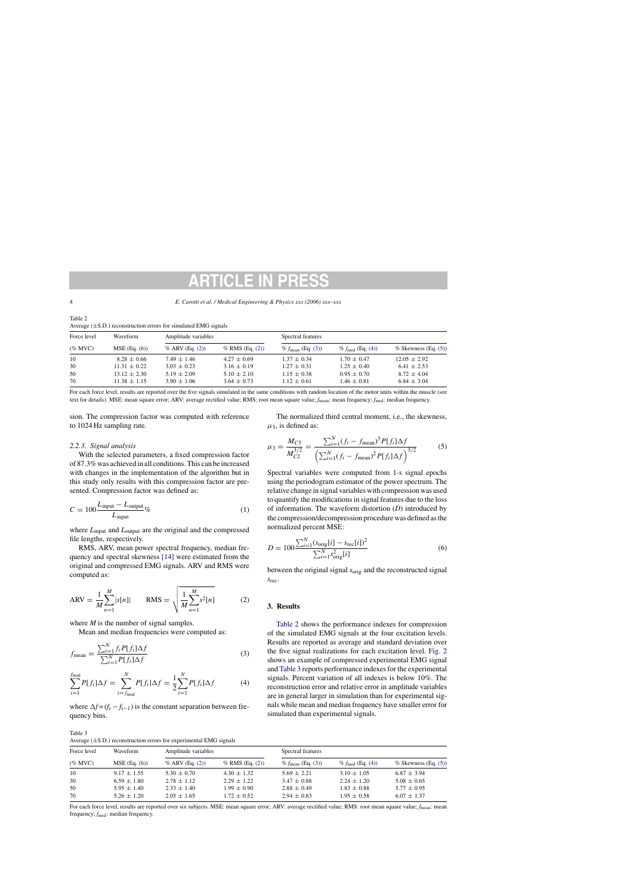Table 2
Average (±S.D.) reconstruction errors for simulated EMG signals

| Force level | Waveform | Amplitude variables | | Spectral features | | |
|---|---|---|---|---|---|---|
| (% MVC) | MSE (Eq. (6)) | % ARV (Eq. (2)) | % RMS (Eq. (2)) | % $f_{\text{mean}}$ (Eq. (3)) | % $f_{\text{med}}$ (Eq. (4)) | % Skewness (Eq. (5)) |
| 10 | 8.28 ± 0.66 | 7.49 ± 1.46 | 4.27 ± 0.69 | 1.37 ± 0.34 | 1.70 ± 0.47 | 12.05 ± 2.92 |
| 30 | 11.31 ± 0.22 | 3.03 ± 0.23 | 3.16 ± 0.19 | 1.27 ± 0.31 | 1.25 ± 0.40 | 6.41 ± 2.53 |
| 50 | 13.12 ± 2.30 | 5.19 ± 2.09 | 5.10 ± 2.10 | 1.15 ± 0.38 | 0.95 ± 0.70 | 8.72 ± 4.04 |
| 70 | 11.38 ± 1.15 | 3.90 ± 1.06 | 3.64 ± 0.73 | 1.12 ± 0.61 | 1.46 ± 0.81 | 6.84 ± 3.04 |

For each force level, results are reported over the five signals simulated in the same conditions with random location of the motor units within the muscle (see text for details). MSE: mean square error; ARV: average rectified value; RMS: root mean square value; $f_{\text{mean}}$: mean frequency; $f_{\text{med}}$: median frequency.

sion. The compression factor was computed with reference to 1024 Hz sampling rate.

### 2.2.3. Signal analysis

With the selected parameters, a fixed compression factor of 87.3% was achieved in all conditions. This can be increased with changes in the implementation of the algorithm but in this study only results with this compression factor are presented. Compression factor was defined as:

$$C = 100\frac{L_{\text{input}} - L_{\text{output}}}{L_{\text{input}}}\% \tag{1}$$

where $L_{\text{input}}$ and $L_{\text{output}}$ are the original and the compressed file lengths, respectively.

RMS, ARV, mean power spectral frequency, median frequency and spectral skewness [14] were estimated from the original and compressed EMG signals. ARV and RMS were computed as:

$$\text{ARV} = \frac{1}{M}\sum_{n=1}^{M}|s[n]| \qquad \text{RMS} = \sqrt{\frac{1}{M}\sum_{n=1}^{M}s^2[n]} \tag{2}$$

where $M$ is the number of signal samples.

Mean and median frequencies were computed as:

$$f_{\text{mean}} = \frac{\sum_{i=1}^{N} f_i P[f_i]\Delta f}{\sum_{i=1}^{N} P[f_i]\Delta f} \tag{3}$$

$$\sum_{i=1}^{f_{\text{med}}} P[f_i]\Delta f = \sum_{i=f_{\text{med}}}^{N} P[f_i]\Delta f = \frac{1}{2}\sum_{i=1}^{N} P[f_i]\Delta f \tag{4}$$

where $\Delta f = (f_i - f_{i-1})$ is the constant separation between frequency bins.

The normalized third central moment, i.e., the skewness, $\mu_3$, is defined as:

$$\mu_3 = \frac{M_{C3}}{M_{C2}^{3/2}} = \frac{\sum_{i=1}^{N}(f_i - f_{\text{mean}})^3 P[f_i]\Delta f}{\left(\sum_{i=1}^{N}(f_i - f_{\text{mean}})^2 P[f_i]\Delta f\right)^{3/2}} \tag{5}$$

Spectral variables were computed from 1-s signal epochs using the periodogram estimator of the power spectrum. The relative change in signal variables with compression was used to quantify the modifications in signal features due to the loss of information. The waveform distortion ($D$) introduced by the compression/decompression procedure was defined as the normalized percent MSE:

$$D = 100\frac{\sum_{i=1}^{N}(s_{\text{orig}}[i] - s_{\text{rec}}[i])^2}{\sum_{i=1}^{N}s_{\text{orig}}^2[i]} \tag{6}$$

between the original signal $s_{\text{orig}}$ and the reconstructed signal $s_{\text{rec}}$.

## 3. Results

Table 2 shows the performance indexes for compression of the simulated EMG signals at the four excitation levels. Results are reported as average and standard deviation over the five signal realizations for each excitation level. Fig. 2 shows an example of compressed experimental EMG signal and Table 3 reports performance indexes for the experimental signals. Percent variation of all indexes is below 10%. The reconstruction error and relative error in amplitude variables are in general larger in simulation than for experimental signals while mean and median frequency have smaller error for simulated than experimental signals.

Table 3
Average (±S.D.) reconstruction errors for experimental EMG signals

| Force level | Waveform | Amplitude variables | | Spectral features | | |
|---|---|---|---|---|---|---|
| (% MVC) | MSE (Eq. (6)) | % ARV (Eq. (2)) | % RMS (Eq. (2)) | % $f_{\text{mean}}$ (Eq. (3)) | % $f_{\text{med}}$ (Eq. (4)) | % Skewness (Eq. (5)) |
| 10 | 9.17 ± 1.55 | 5.30 ± 0.70 | 4.30 ± 1.32 | 5.69 ± 2.21 | 3.10 ± 1.05 | 6.87 ± 3.94 |
| 30 | 6.59 ± 1.80 | 2.78 ± 1.12 | 2.29 ± 1.22 | 3.47 ± 0.88 | 2.24 ± 1.20 | 5.08 ± 0.65 |
| 50 | 5.95 ± 1.40 | 2.33 ± 1.40 | 1.99 ± 0.90 | 2.88 ± 0.49 | 1.83 ± 0.88 | 5.77 ± 0.95 |
| 70 | 5.26 ± 1.20 | 2.05 ± 1.65 | 1.72 ± 0.52 | 2.94 ± 0.83 | 1.95 ± 0.58 | 6.07 ± 1.37 |

For each force level, results are reported over six subjects. MSE: mean square error; ARV: average rectified value; RMS: root mean square value; $f_{\text{mean}}$: mean frequency; $f_{\text{med}}$: median frequency.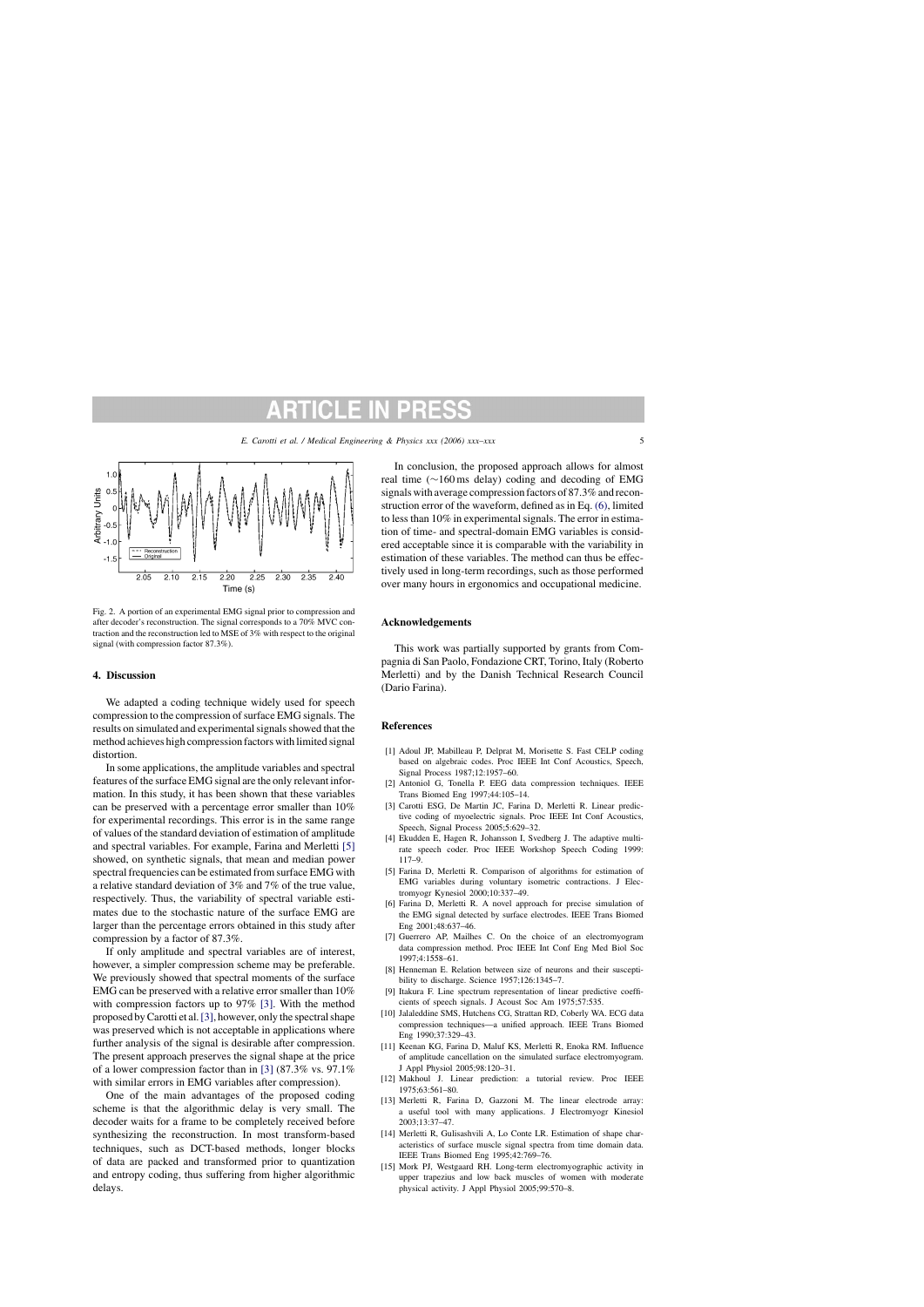Fig. 2. A portion of an experimental EMG signal prior to compression and after decoder's reconstruction. The signal corresponds to a 70% MVC contraction and the reconstruction led to MSE of 3% with respect to the original signal (with compression factor 87.3%).

## 4. Discussion

We adapted a coding technique widely used for speech compression to the compression of surface EMG signals. The results on simulated and experimental signals showed that the method achieves high compression factors with limited signal distortion.

In some applications, the amplitude variables and spectral features of the surface EMG signal are the only relevant information. In this study, it has been shown that these variables can be preserved with a percentage error smaller than 10% for experimental recordings. This error is in the same range of values of the standard deviation of estimation of amplitude and spectral variables. For example, Farina and Merletti [5] showed, on synthetic signals, that mean and median power spectral frequencies can be estimated from surface EMG with a relative standard deviation of 3% and 7% of the true value, respectively. Thus, the variability of spectral variable estimates due to the stochastic nature of the surface EMG are larger than the percentage errors obtained in this study after compression by a factor of 87.3%.

If only amplitude and spectral variables are of interest, however, a simpler compression scheme may be preferable. We previously showed that spectral moments of the surface EMG can be preserved with a relative error smaller than 10% with compression factors up to 97% [3]. With the method proposed by Carotti et al. [3], however, only the spectral shape was preserved which is not acceptable in applications where further analysis of the signal is desirable after compression. The present approach preserves the signal shape at the price of a lower compression factor than in [3] (87.3% vs. 97.1% with similar errors in EMG variables after compression).

One of the main advantages of the proposed coding scheme is that the algorithmic delay is very small. The decoder waits for a frame to be completely received before synthesizing the reconstruction. In most transform-based techniques, such as DCT-based methods, longer blocks of data are packed and transformed prior to quantization and entropy coding, thus suffering from higher algorithmic delays.

In conclusion, the proposed approach allows for almost real time (~160 ms delay) coding and decoding of EMG signals with average compression factors of 87.3% and reconstruction error of the waveform, defined as in Eq. (6), limited to less than 10% in experimental signals. The error in estimation of time- and spectral-domain EMG variables is considered acceptable since it is comparable with the variability in estimation of these variables. The method can thus be effectively used in long-term recordings, such as those performed over many hours in ergonomics and occupational medicine.

## Acknowledgements

This work was partially supported by grants from Compagnia di San Paolo, Fondazione CRT, Torino, Italy (Roberto Merletti) and by the Danish Technical Research Council (Dario Farina).

## References

[1] Adoul JP, Mabilleau P, Delprat M, Morisette S. Fast CELP coding based on algebraic codes. Proc IEEE Int Conf Acoustics, Speech, Signal Process 1987;12:1957–60.

[2] Antoniol G, Tonella P. EEG data compression techniques. IEEE Trans Biomed Eng 1997;44:105–14.

[3] Carotti ESG, De Martin JC, Farina D, Merletti R. Linear predictive coding of myoelectric signals. Proc IEEE Int Conf Acoustics, Speech, Signal Process 2005;5:629–32.

[4] Ekudden E, Hagen R, Johansson I, Svedberg J. The adaptive multirate speech coder. Proc IEEE Workshop Speech Coding 1999: 117–9.

[5] Farina D, Merletti R. Comparison of algorithms for estimation of EMG variables during voluntary isometric contractions. J Electromyogr Kinesiol 2000;10:337–49.

[6] Farina D, Merletti R. A novel approach for precise simulation of the EMG signal detected by surface electrodes. IEEE Trans Biomed Eng 2001;48:637–46.

[7] Guerrero AP, Mailhes C. On the choice of an electromyogram data compression method. Proc IEEE Int Conf Eng Med Biol Soc 1997;4:1558–61.

[8] Henneman E. Relation between size of neurons and their susceptibility to discharge. Science 1957;126:1345–7.

[9] Itakura F. Line spectrum representation of linear predictive coefficients of speech signals. J Acoust Soc Am 1975;57:535.

[10] Jalaleddine SMS, Hutchens CG, Strattan RD, Coberly WA. ECG data compression techniques—a unified approach. IEEE Trans Biomed Eng 1990;37:329–43.

[11] Keenan KG, Farina D, Maluf KS, Merletti R, Enoka RM. Influence of amplitude cancellation on the simulated surface electromyogram. J Appl Physiol 2005;98:120–31.

[12] Makhoul J. Linear prediction: a tutorial review. Proc IEEE 1975;63:561–80.

[13] Merletti R, Farina D, Gazzoni M. The linear electrode array: a useful tool with many applications. J Electromyogr Kinesiol 2003;13:37–47.

[14] Merletti R, Gulisashvili A, Lo Conte LR. Estimation of shape characteristics of surface muscle signal spectra from time domain data. IEEE Trans Biomed Eng 1995;42:769–76.

[15] Mork PJ, Westgaard RH. Long-term electromyographic activity in upper trapezius and low back muscles of women with moderate physical activity. J Appl Physiol 2005;99:570–8.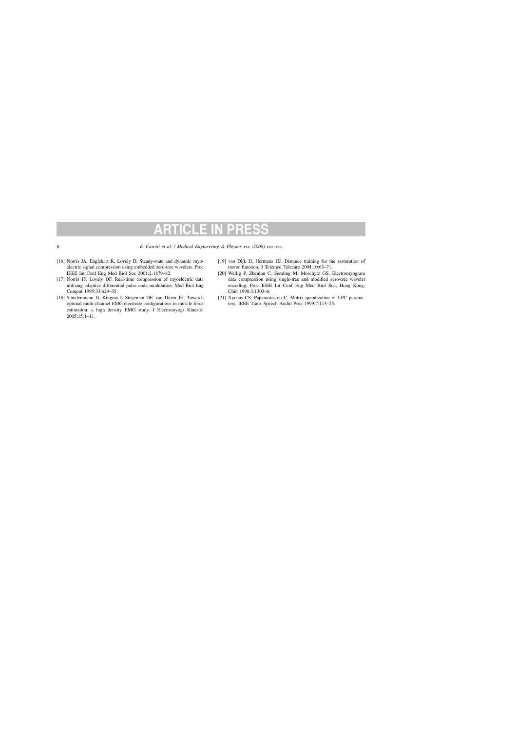[16] Norris JA, Englehart K, Lovely D. Steady-state and dynamic myoelectric signal compression using embedded zero-tree wavelets. Proc IEEE Int Conf Eng Med Biol Soc 2001;2:1879–82.

[17] Norris JF, Lovely DF. Real-time compression of myoelectric data utilising adaptive differential pulse code modulation. Med Biol Eng Comput 1995;33:629–35.

[18] Staudenmann D, Kingma I, Stegeman DF, van Dieen JH. Towards optimal multi-channel EMG electrode configurations in muscle force estimation: a high density EMG study. J Electromyogr Kinesiol 2005;15:1–11.

[19] van Dijk H, Hermens HJ. Distance training for the restoration of motor function. J Telemed Telecare 2004;10:63–71.

[20] Wellig P, Zhenlan C, Semling M, Moschytz GS. Electromyogram data compression using single-tree and modified zero-tree wavelet encoding. Proc IEEE Int Conf Eng Med Biol Soc, Hong Kong, Chin 1998;3:1303–6.

[21] Xydeas CS, Papanastasiou C. Matrix quantization of LPC parameters. IEEE Trans Speech Audio Proc 1999;7:113–25.